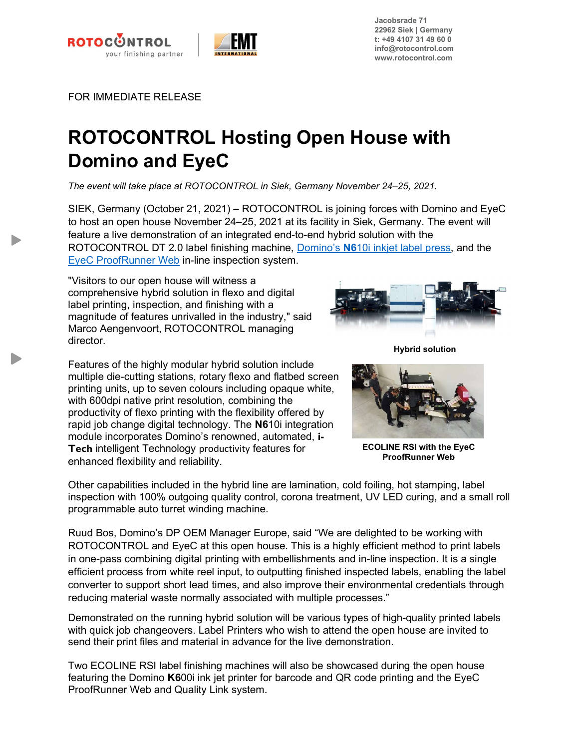Jacobsrade 71
22962 Siek | Germany
t: +49 4107 31 49 60 0
info@rotocontrol.com
www.rotocontrol.com

FOR IMMEDIATE RELEASE

# ROTOCONTROL Hosting Open House with Domino and EyeC

*The event will take place at ROTOCONTROL in Siek, Germany November 24–25, 2021.*

SIEK, Germany (October 21, 2021) – ROTOCONTROL is joining forces with Domino and EyeC to host an open house November 24–25, 2021 at its facility in Siek, Germany. The event will feature a live demonstration of an integrated end-to-end hybrid solution with the ROTOCONTROL DT 2.0 label finishing machine, Domino's **N6**10i inkjet label press, and the EyeC ProofRunner Web in-line inspection system.

"Visitors to our open house will witness a comprehensive hybrid solution in flexo and digital label printing, inspection, and finishing with a magnitude of features unrivalled in the industry," said Marco Aengenvoort, ROTOCONTROL managing director.

**Hybrid solution**

Features of the highly modular hybrid solution include multiple die-cutting stations, rotary flexo and flatbed screen printing units, up to seven colours including opaque white, with 600dpi native print resolution, combining the productivity of flexo printing with the flexibility offered by rapid job change digital technology. The **N6**10i integration module incorporates Domino's renowned, automated, **i-Tech** intelligent Technology productivity features for enhanced flexibility and reliability.

**ECOLINE RSI with the EyeC ProofRunner Web**

Other capabilities included in the hybrid line are lamination, cold foiling, hot stamping, label inspection with 100% outgoing quality control, corona treatment, UV LED curing, and a small roll programmable auto turret winding machine.

Ruud Bos, Domino's DP OEM Manager Europe, said "We are delighted to be working with ROTOCONTROL and EyeC at this open house. This is a highly efficient method to print labels in one-pass combining digital printing with embellishments and in-line inspection. It is a single efficient process from white reel input, to outputting finished inspected labels, enabling the label converter to support short lead times, and also improve their environmental credentials through reducing material waste normally associated with multiple processes."

Demonstrated on the running hybrid solution will be various types of high-quality printed labels with quick job changeovers. Label Printers who wish to attend the open house are invited to send their print files and material in advance for the live demonstration.

Two ECOLINE RSI label finishing machines will also be showcased during the open house featuring the Domino **K6**00i ink jet printer for barcode and QR code printing and the EyeC ProofRunner Web and Quality Link system.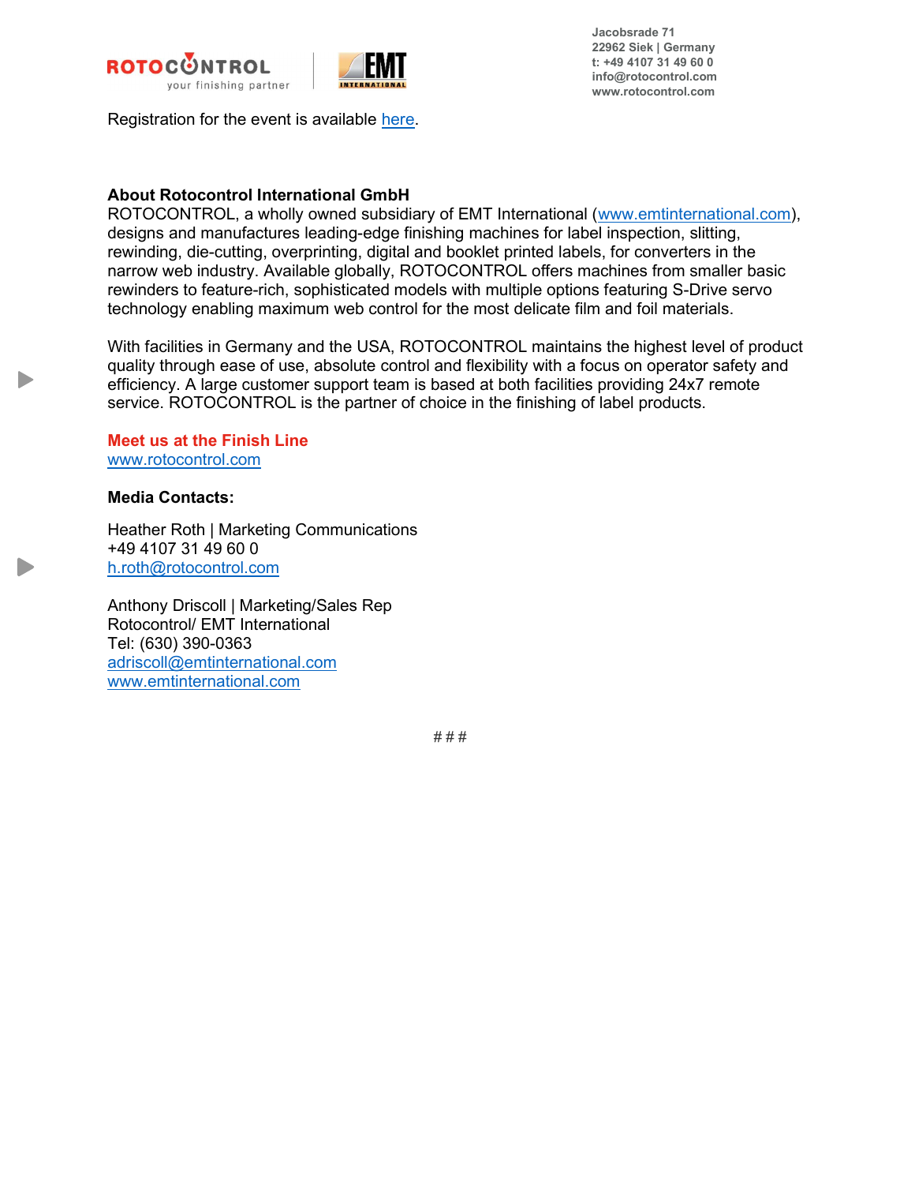Registration for the event is available here.

**About Rotocontrol International GmbH**
ROTOCONTROL, a wholly owned subsidiary of EMT International (www.emtinternational.com), designs and manufactures leading-edge finishing machines for label inspection, slitting, rewinding, die-cutting, overprinting, digital and booklet printed labels, for converters in the narrow web industry. Available globally, ROTOCONTROL offers machines from smaller basic rewinders to feature-rich, sophisticated models with multiple options featuring S-Drive servo technology enabling maximum web control for the most delicate film and foil materials.

With facilities in Germany and the USA, ROTOCONTROL maintains the highest level of product quality through ease of use, absolute control and flexibility with a focus on operator safety and efficiency. A large customer support team is based at both facilities providing 24x7 remote service. ROTOCONTROL is the partner of choice in the finishing of label products.

**Meet us at the Finish Line**
www.rotocontrol.com

**Media Contacts:**

Heather Roth | Marketing Communications
+49 4107 31 49 60 0
h.roth@rotocontrol.com

Anthony Driscoll | Marketing/Sales Rep
Rotocontrol/ EMT International
Tel: (630) 390-0363
adriscoll@emtinternational.com
www.emtinternational.com

# # #